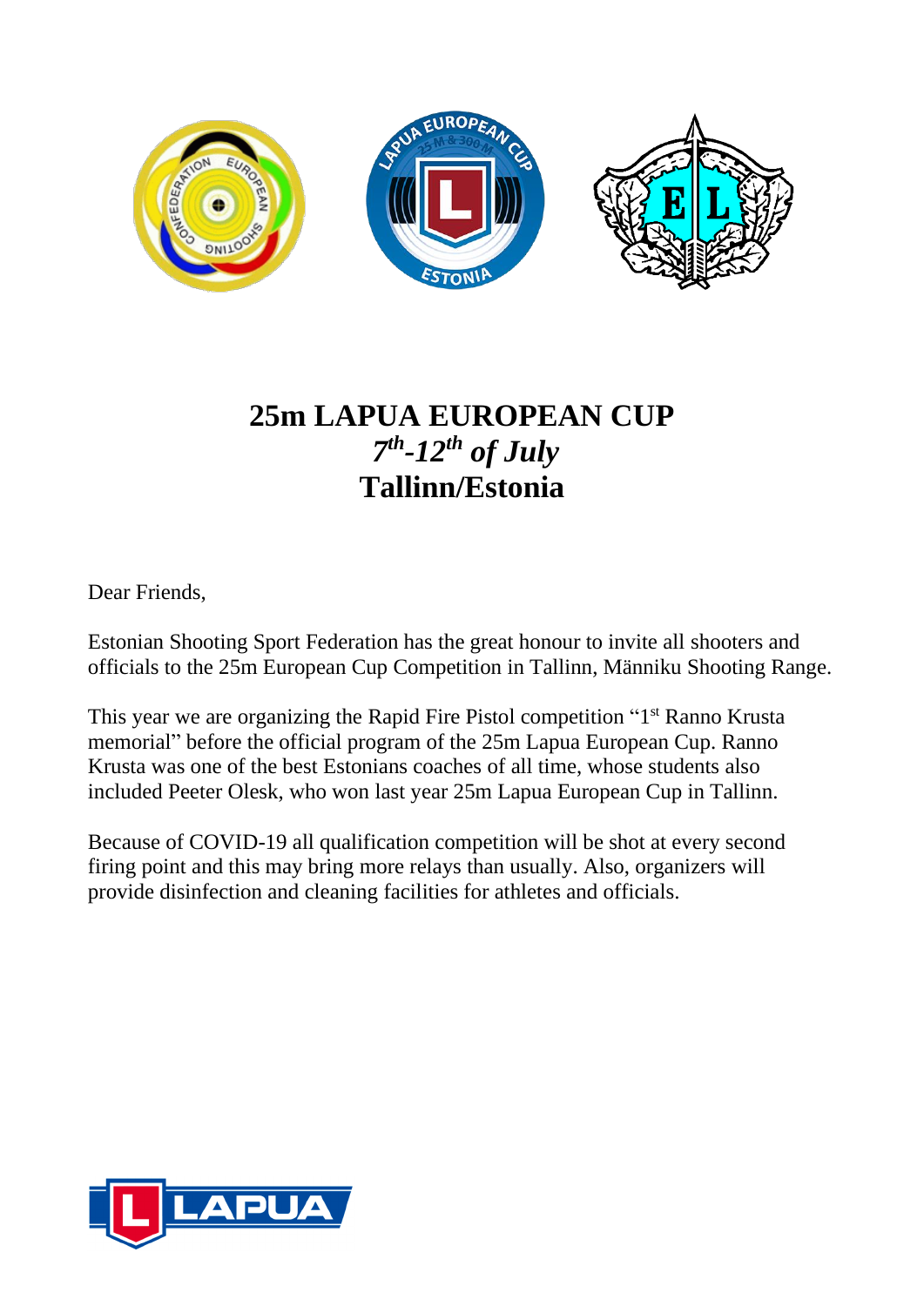# 25m LAPUA EUROPEAN CUP

***7th-12th of July***

**Tallinn/Estonia**

Dear Friends,

Estonian Shooting Sport Federation has the great honour to invite all shooters and officials to the 25m European Cup Competition in Tallinn, Männiku Shooting Range.

This year we are organizing the Rapid Fire Pistol competition "1st Ranno Krusta memorial" before the official program of the 25m Lapua European Cup. Ranno Krusta was one of the best Estonians coaches of all time, whose students also included Peeter Olesk, who won last year 25m Lapua European Cup in Tallinn.

Because of COVID-19 all qualification competition will be shot at every second firing point and this may bring more relays than usually. Also, organizers will provide disinfection and cleaning facilities for athletes and officials.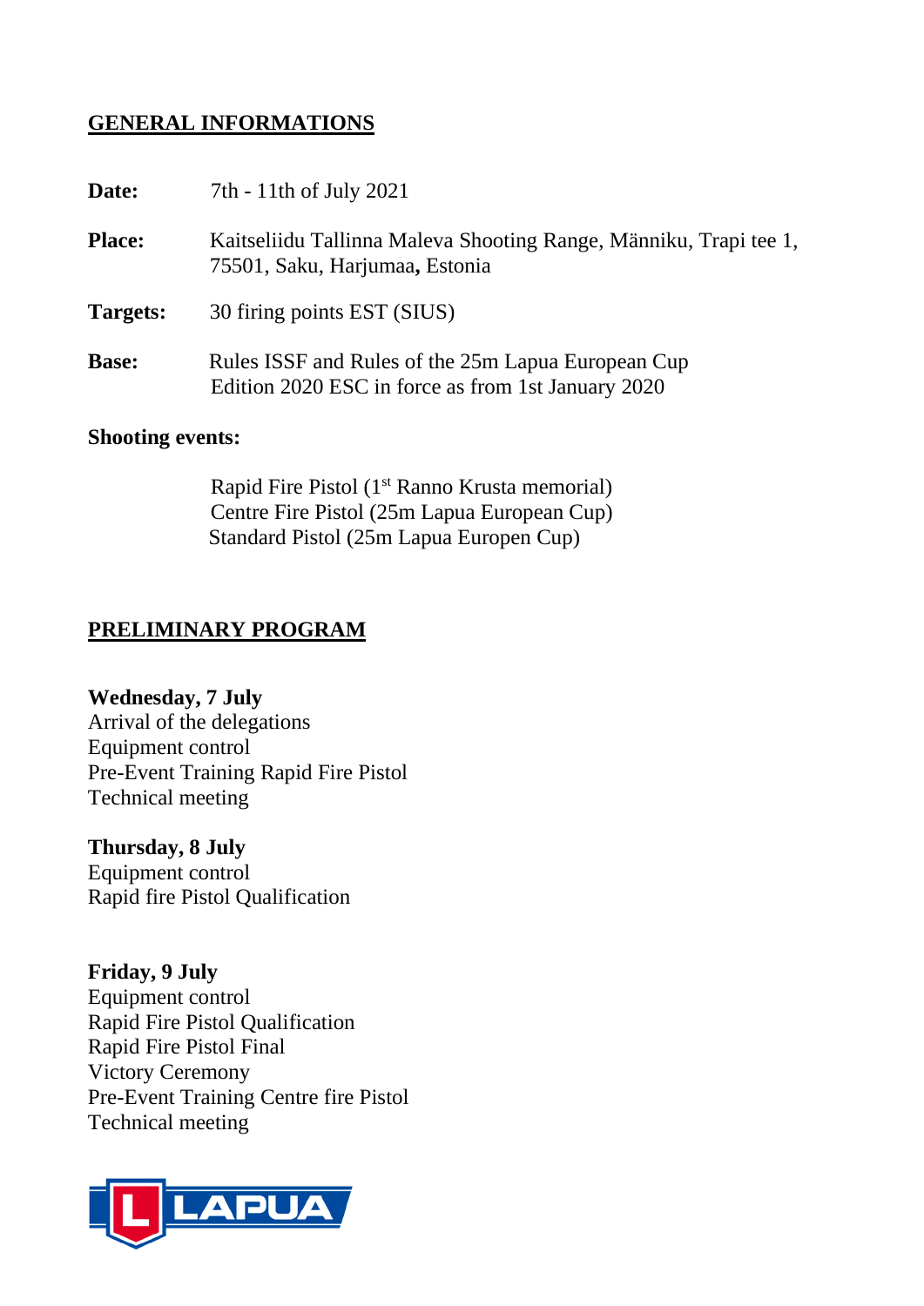## GENERAL INFORMATIONS

**Date:** 7th - 11th of July 2021

**Place:** Kaitseliidu Tallinna Maleva Shooting Range, Männiku, Trapi tee 1, 75501, Saku, Harjumaa**,** Estonia

**Targets:** 30 firing points EST (SIUS)

**Base:** Rules ISSF and Rules of the 25m Lapua European Cup Edition 2020 ESC in force as from 1st January 2020

**Shooting events:**

Rapid Fire Pistol (1st Ranno Krusta memorial)
Centre Fire Pistol (25m Lapua European Cup)
Standard Pistol (25m Lapua Europen Cup)

## PRELIMINARY PROGRAM

**Wednesday, 7 July**
Arrival of the delegations
Equipment control
Pre-Event Training Rapid Fire Pistol
Technical meeting

**Thursday, 8 July**
Equipment control
Rapid fire Pistol Qualification

**Friday, 9 July**
Equipment control
Rapid Fire Pistol Qualification
Rapid Fire Pistol Final
Victory Ceremony
Pre-Event Training Centre fire Pistol
Technical meeting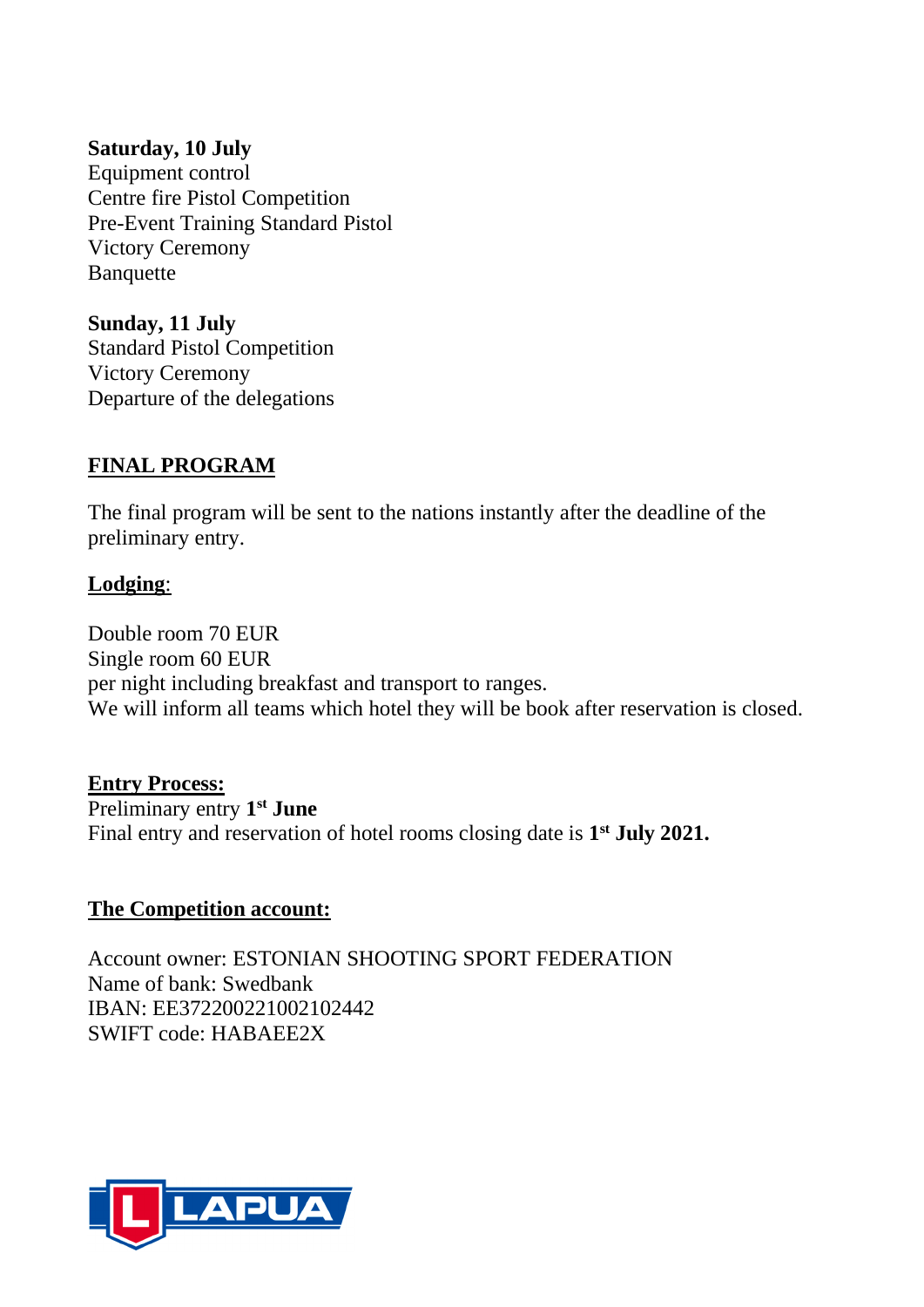**Saturday, 10 July**
Equipment control
Centre fire Pistol Competition
Pre-Event Training Standard Pistol
Victory Ceremony
Banquette

**Sunday, 11 July**
Standard Pistol Competition
Victory Ceremony
Departure of the delegations

**FINAL PROGRAM**

The final program will be sent to the nations instantly after the deadline of the preliminary entry.

**Lodging**:

Double room 70 EUR
Single room 60 EUR
per night including breakfast and transport to ranges.
We will inform all teams which hotel they will be book after reservation is closed.

**Entry Process:**
Preliminary entry **1st June**
Final entry and reservation of hotel rooms closing date is **1st July 2021.**

**The Competition account:**

Account owner: ESTONIAN SHOOTING SPORT FEDERATION
Name of bank: Swedbank
IBAN: EE372200221002102442
SWIFT code: HABAEE2X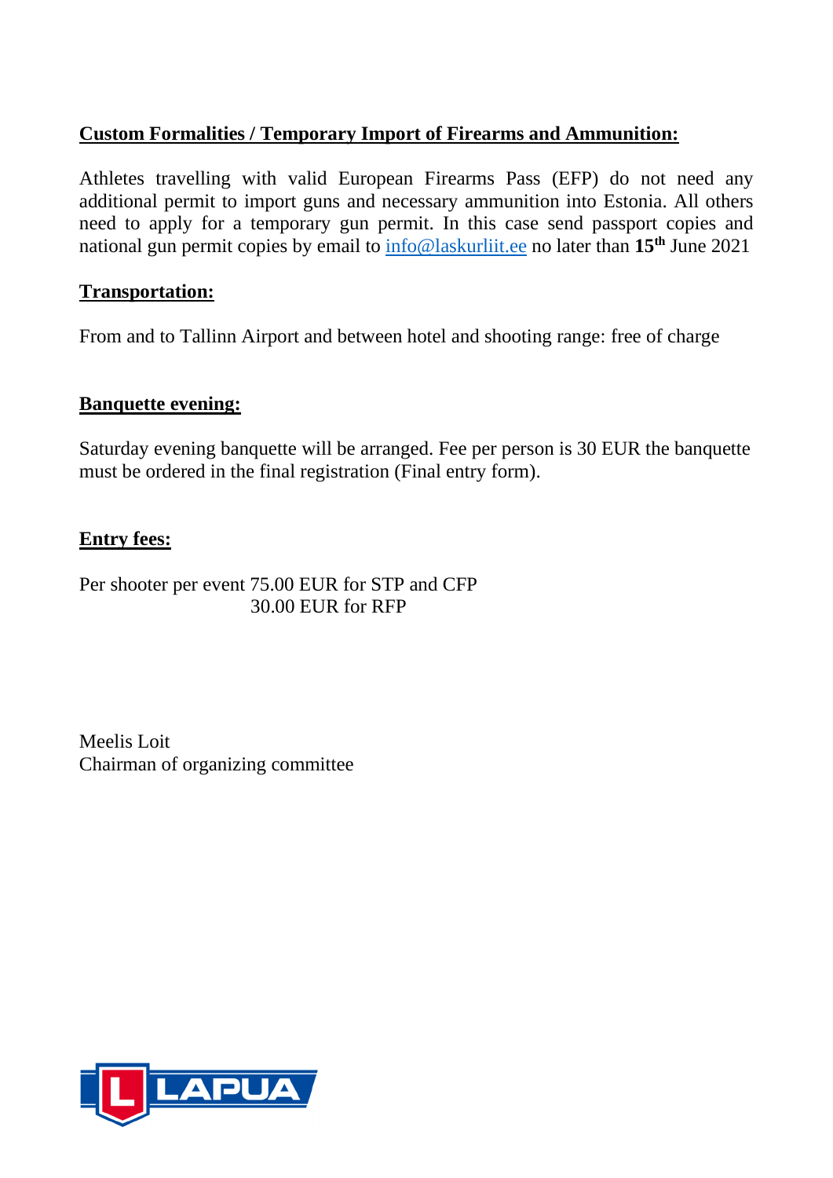**Custom Formalities / Temporary Import of Firearms and Ammunition:**

Athletes travelling with valid European Firearms Pass (EFP) do not need any additional permit to import guns and necessary ammunition into Estonia. All others need to apply for a temporary gun permit. In this case send passport copies and national gun permit copies by email to info@laskurliit.ee no later than **15th** June 2021

**Transportation:**

From and to Tallinn Airport and between hotel and shooting range: free of charge

**Banquette evening:**

Saturday evening banquette will be arranged. Fee per person is 30 EUR the banquette must be ordered in the final registration (Final entry form).

**Entry fees:**

Per shooter per event 75.00 EUR for STP and CFP
30.00 EUR for RFP

Meelis Loit
Chairman of organizing committee

LAPUA